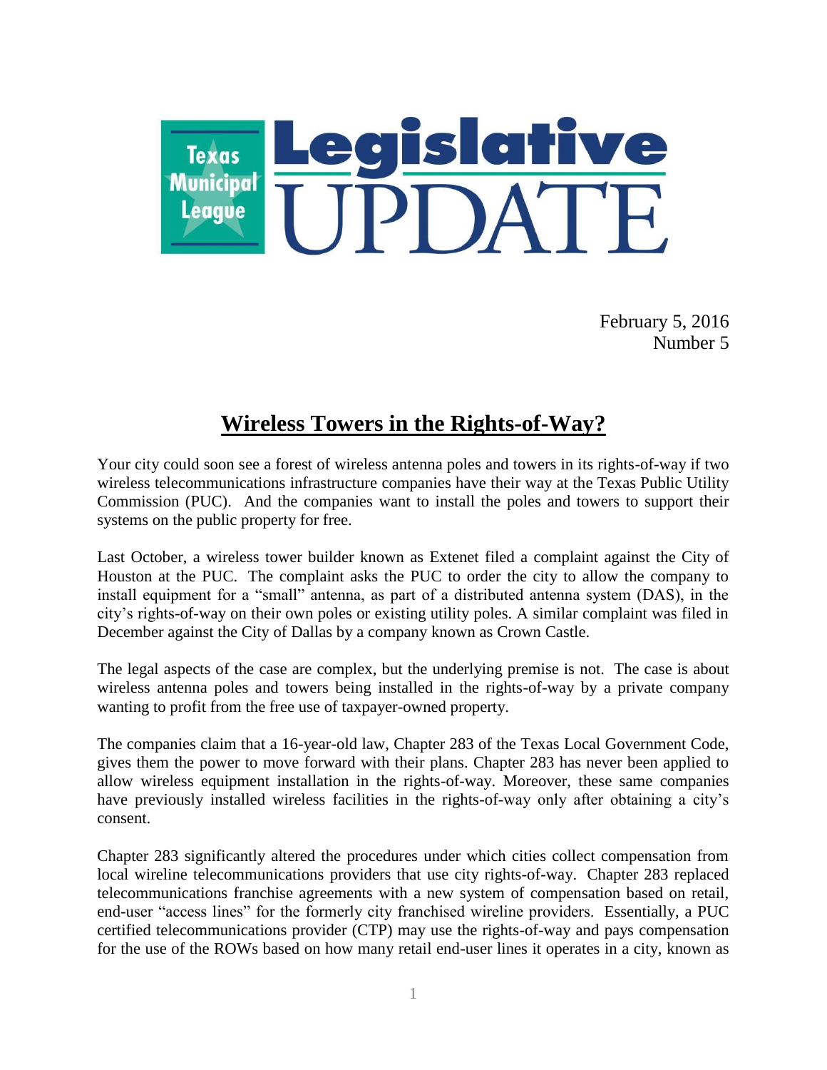# Texas Municipal League Legislative UPDATE

February 5, 2016
Number 5

## Wireless Towers in the Rights-of-Way?

Your city could soon see a forest of wireless antenna poles and towers in its rights-of-way if two wireless telecommunications infrastructure companies have their way at the Texas Public Utility Commission (PUC). And the companies want to install the poles and towers to support their systems on the public property for free.

Last October, a wireless tower builder known as Extenet filed a complaint against the City of Houston at the PUC. The complaint asks the PUC to order the city to allow the company to install equipment for a "small" antenna, as part of a distributed antenna system (DAS), in the city's rights-of-way on their own poles or existing utility poles. A similar complaint was filed in December against the City of Dallas by a company known as Crown Castle.

The legal aspects of the case are complex, but the underlying premise is not. The case is about wireless antenna poles and towers being installed in the rights-of-way by a private company wanting to profit from the free use of taxpayer-owned property.

The companies claim that a 16-year-old law, Chapter 283 of the Texas Local Government Code, gives them the power to move forward with their plans. Chapter 283 has never been applied to allow wireless equipment installation in the rights-of-way. Moreover, these same companies have previously installed wireless facilities in the rights-of-way only after obtaining a city's consent.

Chapter 283 significantly altered the procedures under which cities collect compensation from local wireline telecommunications providers that use city rights-of-way. Chapter 283 replaced telecommunications franchise agreements with a new system of compensation based on retail, end-user "access lines" for the formerly city franchised wireline providers. Essentially, a PUC certified telecommunications provider (CTP) may use the rights-of-way and pays compensation for the use of the ROWs based on how many retail end-user lines it operates in a city, known as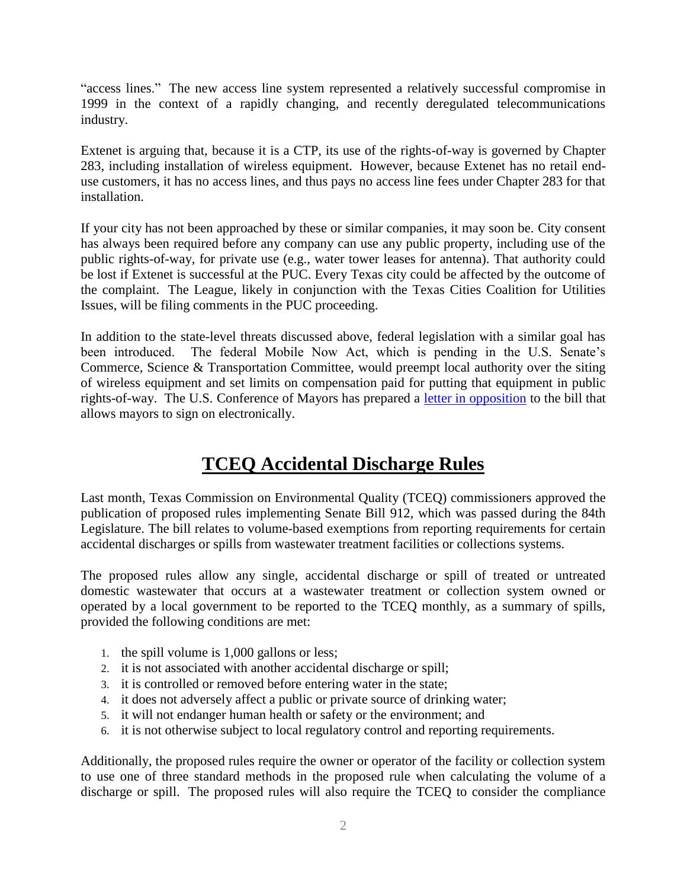"access lines." The new access line system represented a relatively successful compromise in 1999 in the context of a rapidly changing, and recently deregulated telecommunications industry.

Extenet is arguing that, because it is a CTP, its use of the rights-of-way is governed by Chapter 283, including installation of wireless equipment. However, because Extenet has no retail end-use customers, it has no access lines, and thus pays no access line fees under Chapter 283 for that installation.

If your city has not been approached by these or similar companies, it may soon be. City consent has always been required before any company can use any public property, including use of the public rights-of-way, for private use (e.g., water tower leases for antenna). That authority could be lost if Extenet is successful at the PUC. Every Texas city could be affected by the outcome of the complaint. The League, likely in conjunction with the Texas Cities Coalition for Utilities Issues, will be filing comments in the PUC proceeding.

In addition to the state-level threats discussed above, federal legislation with a similar goal has been introduced. The federal Mobile Now Act, which is pending in the U.S. Senate's Commerce, Science & Transportation Committee, would preempt local authority over the siting of wireless equipment and set limits on compensation paid for putting that equipment in public rights-of-way. The U.S. Conference of Mayors has prepared a letter in opposition to the bill that allows mayors to sign on electronically.

## TCEQ Accidental Discharge Rules

Last month, Texas Commission on Environmental Quality (TCEQ) commissioners approved the publication of proposed rules implementing Senate Bill 912, which was passed during the 84th Legislature. The bill relates to volume-based exemptions from reporting requirements for certain accidental discharges or spills from wastewater treatment facilities or collections systems.

The proposed rules allow any single, accidental discharge or spill of treated or untreated domestic wastewater that occurs at a wastewater treatment or collection system owned or operated by a local government to be reported to the TCEQ monthly, as a summary of spills, provided the following conditions are met:

1. the spill volume is 1,000 gallons or less;
2. it is not associated with another accidental discharge or spill;
3. it is controlled or removed before entering water in the state;
4. it does not adversely affect a public or private source of drinking water;
5. it will not endanger human health or safety or the environment; and
6. it is not otherwise subject to local regulatory control and reporting requirements.

Additionally, the proposed rules require the owner or operator of the facility or collection system to use one of three standard methods in the proposed rule when calculating the volume of a discharge or spill. The proposed rules will also require the TCEQ to consider the compliance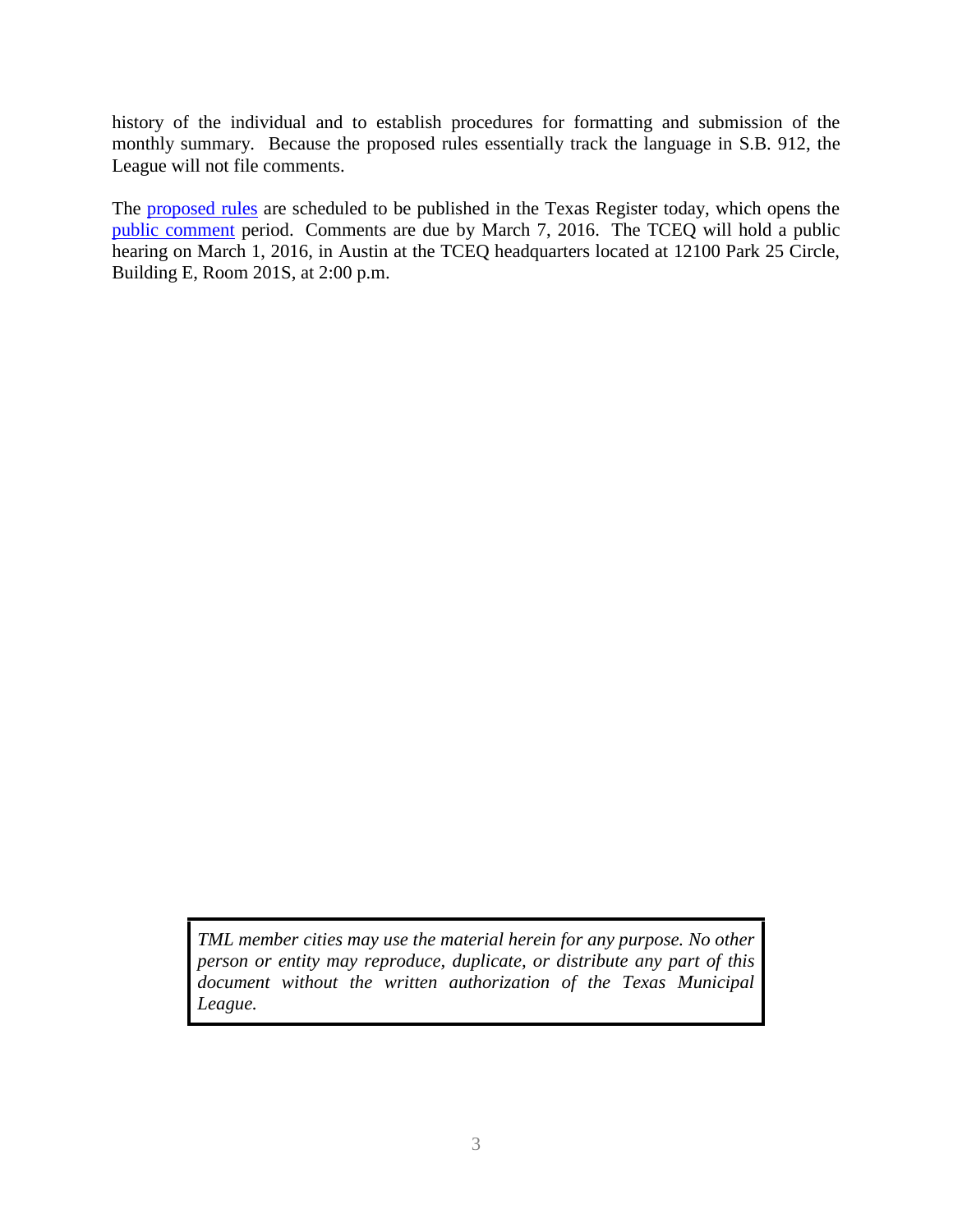history of the individual and to establish procedures for formatting and submission of the monthly summary. Because the proposed rules essentially track the language in S.B. 912, the League will not file comments.

The proposed rules are scheduled to be published in the Texas Register today, which opens the public comment period. Comments are due by March 7, 2016. The TCEQ will hold a public hearing on March 1, 2016, in Austin at the TCEQ headquarters located at 12100 Park 25 Circle, Building E, Room 201S, at 2:00 p.m.

*TML member cities may use the material herein for any purpose. No other person or entity may reproduce, duplicate, or distribute any part of this document without the written authorization of the Texas Municipal League.*